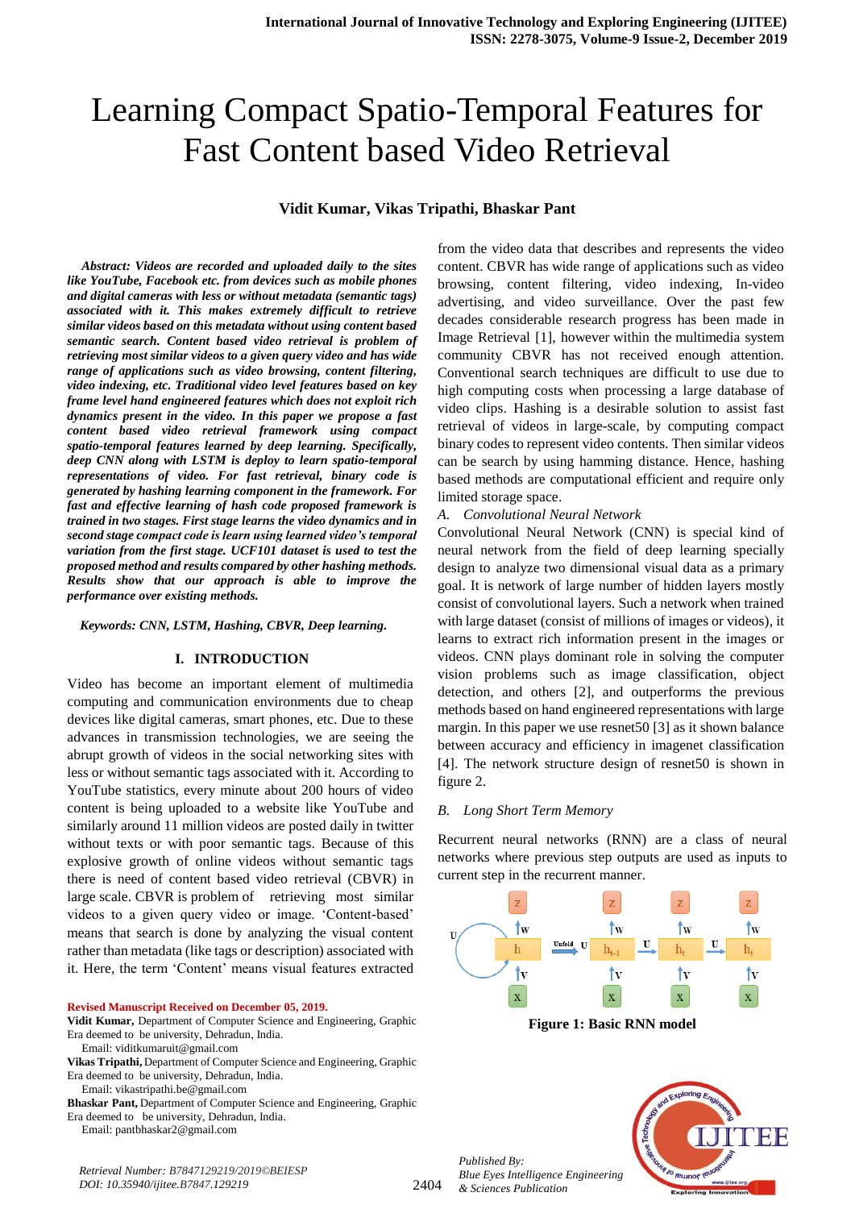# Learning Compact Spatio-Temporal Features for Fast Content based Video Retrieval

**Vidit Kumar, Vikas Tripathi, Bhaskar Pant**

***Abstract: Videos are recorded and uploaded daily to the sites like YouTube, Facebook etc. from devices such as mobile phones and digital cameras with less or without metadata (semantic tags) associated with it. This makes extremely difficult to retrieve similar videos based on this metadata without using content based semantic search. Content based video retrieval is problem of retrieving most similar videos to a given query video and has wide range of applications such as video browsing, content filtering, video indexing, etc. Traditional video level features based on key frame level hand engineered features which does not exploit rich dynamics present in the video. In this paper we propose a fast content based video retrieval framework using compact spatio-temporal features learned by deep learning. Specifically, deep CNN along with LSTM is deploy to learn spatio-temporal representations of video. For fast retrieval, binary code is generated by hashing learning component in the framework. For fast and effective learning of hash code proposed framework is trained in two stages. First stage learns the video dynamics and in second stage compact code is learn using learned video's temporal variation from the first stage. UCF101 dataset is used to test the proposed method and results compared by other hashing methods. Results show that our approach is able to improve the performance over existing methods.***

***Keywords: CNN, LSTM, Hashing, CBVR, Deep learning.***

## I. INTRODUCTION

Video has become an important element of multimedia computing and communication environments due to cheap devices like digital cameras, smart phones, etc. Due to these advances in transmission technologies, we are seeing the abrupt growth of videos in the social networking sites with less or without semantic tags associated with it. According to YouTube statistics, every minute about 200 hours of video content is being uploaded to a website like YouTube and similarly around 11 million videos are posted daily in twitter without texts or with poor semantic tags. Because of this explosive growth of online videos without semantic tags there is need of content based video retrieval (CBVR) in large scale. CBVR is problem of retrieving most similar videos to a given query video or image. 'Content-based' means that search is done by analyzing the visual content rather than metadata (like tags or description) associated with it. Here, the term 'Content' means visual features extracted from the video data that describes and represents the video content. CBVR has wide range of applications such as video browsing, content filtering, video indexing, In-video advertising, and video surveillance. Over the past few decades considerable research progress has been made in Image Retrieval [1], however within the multimedia system community CBVR has not received enough attention. Conventional search techniques are difficult to use due to high computing costs when processing a large database of video clips. Hashing is a desirable solution to assist fast retrieval of videos in large-scale, by computing compact binary codes to represent video contents. Then similar videos can be search by using hamming distance. Hence, hashing based methods are computational efficient and require only limited storage space.

### *A. Convolutional Neural Network*

Convolutional Neural Network (CNN) is special kind of neural network from the field of deep learning specially design to analyze two dimensional visual data as a primary goal. It is network of large number of hidden layers mostly consist of convolutional layers. Such a network when trained with large dataset (consist of millions of images or videos), it learns to extract rich information present in the images or videos. CNN plays dominant role in solving the computer vision problems such as image classification, object detection, and others [2], and outperforms the previous methods based on hand engineered representations with large margin. In this paper we use resnet50 [3] as it shown balance between accuracy and efficiency in imagenet classification [4]. The network structure design of resnet50 is shown in figure 2.

### *B. Long Short Term Memory*

Recurrent neural networks (RNN) are a class of neural networks where previous step outputs are used as inputs to current step in the recurrent manner.

**Figure 1: Basic RNN model**

**Revised Manuscript Received on December 05, 2019.**

**Vidit Kumar,** Department of Computer Science and Engineering, Graphic Era deemed to be university, Dehradun, India.
Email: viditkumaruit@gmail.com

**Vikas Tripathi,** Department of Computer Science and Engineering, Graphic Era deemed to be university, Dehradun, India.
Email: vikastripathi.be@gmail.com

**Bhaskar Pant,** Department of Computer Science and Engineering, Graphic Era deemed to be university, Dehradun, India.
Email: pantbhaskar2@gmail.com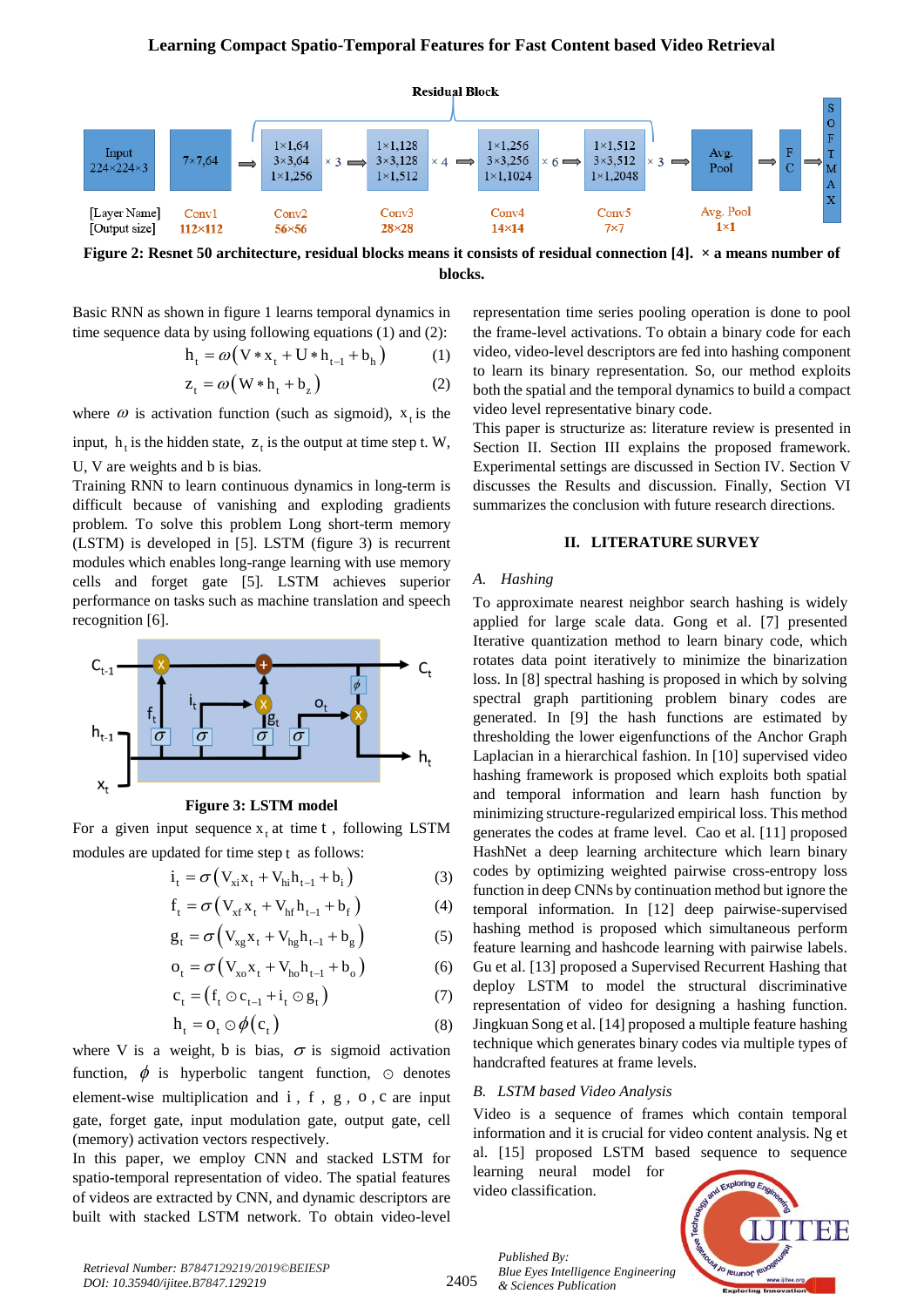Figure 2: Resnet 50 architecture, residual blocks means it consists of residual connection [4]. × a means number of blocks.

Basic RNN as shown in figure 1 learns temporal dynamics in time sequence data by using following equations (1) and (2):

$$h_t = \omega\left(V * x_t + U * h_{t-1} + b_h\right) \quad (1)$$

$$z_t = \omega\left(W * h_t + b_z\right) \quad (2)$$

where $\omega$ is activation function (such as sigmoid), $x_t$ is the input, $h_t$ is the hidden state, $z_t$ is the output at time step t. W, U, V are weights and b is bias.

Training RNN to learn continuous dynamics in long-term is difficult because of vanishing and exploding gradients problem. To solve this problem Long short-term memory (LSTM) is developed in [5]. LSTM (figure 3) is recurrent modules which enables long-range learning with use memory cells and forget gate [5]. LSTM achieves superior performance on tasks such as machine translation and speech recognition [6].

Figure 3: LSTM model

For a given input sequence $x_t$ at time $t$, following LSTM modules are updated for time step $t$ as follows:

$$i_t = \sigma\left(V_{xi} x_t + V_{hi} h_{t-1} + b_i\right) \quad (3)$$

$$f_t = \sigma\left(V_{xf} x_t + V_{hf} h_{t-1} + b_f\right) \quad (4)$$

$$g_t = \sigma\left(V_{xg} x_t + V_{hg} h_{t-1} + b_g\right) \quad (5)$$

$$o_t = \sigma\left(V_{xo} x_t + V_{ho} h_{t-1} + b_o\right) \quad (6)$$

$$c_t = \left(f_t \odot c_{t-1} + i_t \odot g_t\right) \quad (7)$$

$$h_t = o_t \odot \phi\left(c_t\right) \quad (8)$$

where V is a weight, b is bias, $\sigma$ is sigmoid activation function, $\phi$ is hyperbolic tangent function, $\odot$ denotes element-wise multiplication and $i$, $f$, $g$, $o$, $c$ are input gate, forget gate, input modulation gate, output gate, cell (memory) activation vectors respectively.

In this paper, we employ CNN and stacked LSTM for spatio-temporal representation of video. The spatial features of videos are extracted by CNN, and dynamic descriptors are built with stacked LSTM network. To obtain video-level representation time series pooling operation is done to pool the frame-level activations. To obtain a binary code for each video, video-level descriptors are fed into hashing component to learn its binary representation. So, our method exploits both the spatial and the temporal dynamics to build a compact video level representative binary code.

This paper is structurize as: literature review is presented in Section II. Section III explains the proposed framework. Experimental settings are discussed in Section IV. Section V discusses the Results and discussion. Finally, Section VI summarizes the conclusion with future research directions.

## II. LITERATURE SURVEY

### *A. Hashing*

To approximate nearest neighbor search hashing is widely applied for large scale data. Gong et al. [7] presented Iterative quantization method to learn binary code, which rotates data point iteratively to minimize the binarization loss. In [8] spectral hashing is proposed in which by solving spectral graph partitioning problem binary codes are generated. In [9] the hash functions are estimated by thresholding the lower eigenfunctions of the Anchor Graph Laplacian in a hierarchical fashion. In [10] supervised video hashing framework is proposed which exploits both spatial and temporal information and learn hash function by minimizing structure-regularized empirical loss. This method generates the codes at frame level. Cao et al. [11] proposed HashNet a deep learning architecture which learn binary codes by optimizing weighted pairwise cross-entropy loss function in deep CNNs by continuation method but ignore the temporal information. In [12] deep pairwise-supervised hashing method is proposed which simultaneous perform feature learning and hashcode learning with pairwise labels. Gu et al. [13] proposed a Supervised Recurrent Hashing that deploy LSTM to model the structural discriminative representation of video for designing a hashing function. Jingkuan Song et al. [14] proposed a multiple feature hashing technique which generates binary codes via multiple types of handcrafted features at frame levels.

### *B. LSTM based Video Analysis*

Video is a sequence of frames which contain temporal information and it is crucial for video content analysis. Ng et al. [15] proposed LSTM based sequence to sequence learning neural model for video classification.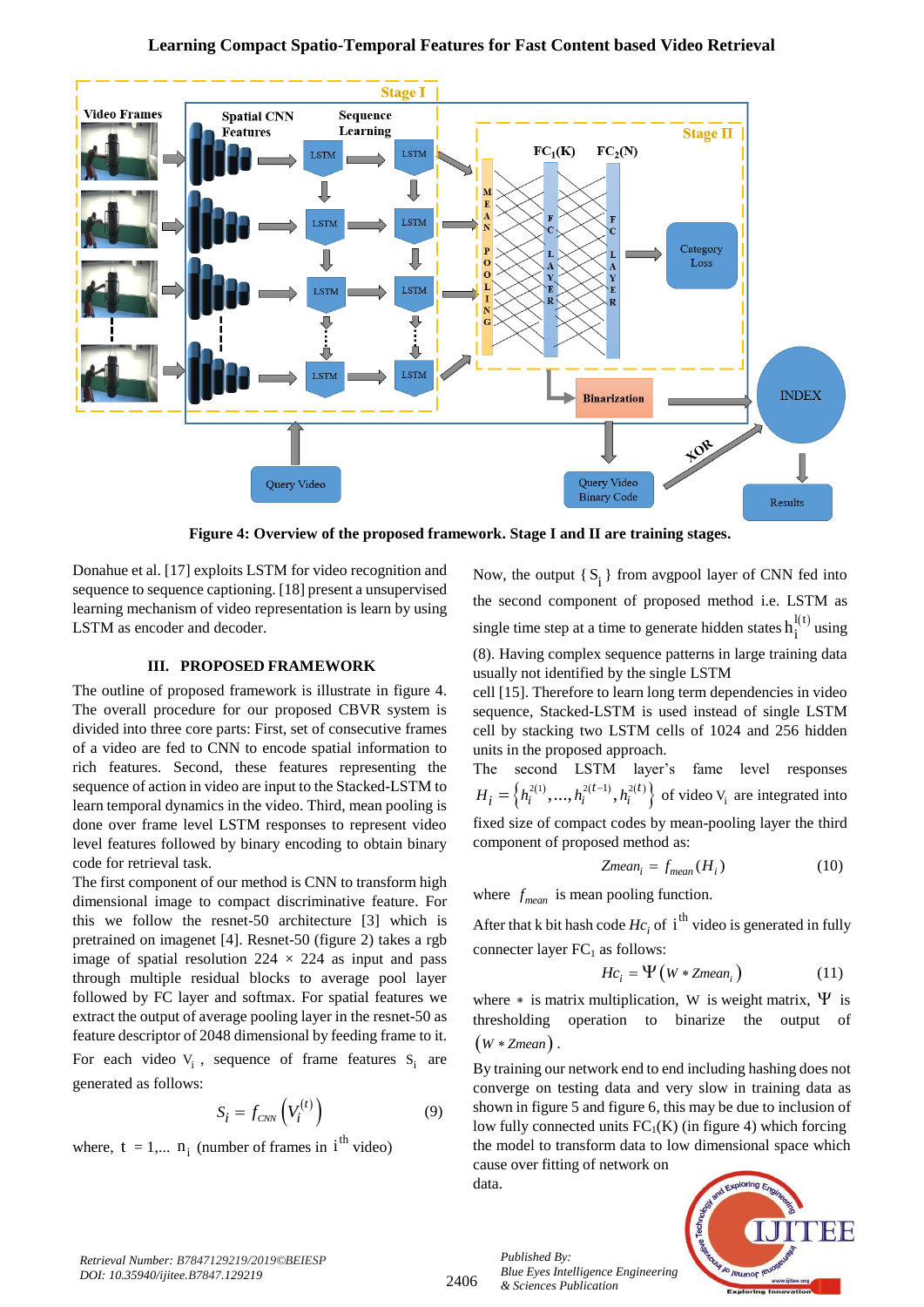Figure 4: Overview of the proposed framework. Stage I and II are training stages.

Donahue et al. [17] exploits LSTM for video recognition and sequence to sequence captioning. [18] present a unsupervised learning mechanism of video representation is learn by using LSTM as encoder and decoder.

## III. PROPOSED FRAMEWORK

The outline of proposed framework is illustrate in figure 4. The overall procedure for our proposed CBVR system is divided into three core parts: First, set of consecutive frames of a video are fed to CNN to encode spatial information to rich features. Second, these features representing the sequence of action in video are input to the Stacked-LSTM to learn temporal dynamics in the video. Third, mean pooling is done over frame level LSTM responses to represent video level features followed by binary encoding to obtain binary code for retrieval task.

The first component of our method is CNN to transform high dimensional image to compact discriminative feature. For this we follow the resnet-50 architecture [3] which is pretrained on imagenet [4]. Resnet-50 (figure 2) takes a rgb image of spatial resolution 224 × 224 as input and pass through multiple residual blocks to average pool layer followed by FC layer and softmax. For spatial features we extract the output of average pooling layer in the resnet-50 as feature descriptor of 2048 dimensional by feeding frame to it. For each video $V_i$, sequence of frame features $S_i$ are generated as follows:

$$S_i = f_{CNN}\left(V_i^{(t)}\right) \qquad (9)$$

where, $t = 1, \ldots n_i$ (number of frames in $i^{th}$ video)

Now, the output $\{S_i\}$ from avgpool layer of CNN fed into the second component of proposed method i.e. LSTM as single time step at a time to generate hidden states $h_i^{l(t)}$ using (8). Having complex sequence patterns in large training data usually not identified by the single LSTM cell [15]. Therefore to learn long term dependencies in video sequence, Stacked-LSTM is used instead of single LSTM cell by stacking two LSTM cells of 1024 and 256 hidden units in the proposed approach.

The second LSTM layer's fame level responses $H_i = \left\{h_i^{2(1)}, \ldots, h_i^{2(t-1)}, h_i^{2(t)}\right\}$ of video $V_i$ are integrated into fixed size of compact codes by mean-pooling layer the third component of proposed method as:

$$Zmean_i = f_{mean}(H_i) \qquad (10)$$

where $f_{mean}$ is mean pooling function.

After that k bit hash code $Hc_i$ of $i^{th}$ video is generated in fully connecter layer $FC_1$ as follows:

$$Hc_i = \Psi\left(W * Zmean_i\right) \qquad (11)$$

where $*$ is matrix multiplication, W is weight matrix, $\Psi$ is thresholding operation to binarize the output of $(W * Zmean)$.

By training our network end to end including hashing does not converge on testing data and very slow in training data as shown in figure 5 and figure 6, this may be due to inclusion of low fully connected units $FC_1$(K) (in figure 4) which forcing the model to transform data to low dimensional space which cause over fitting of network on data.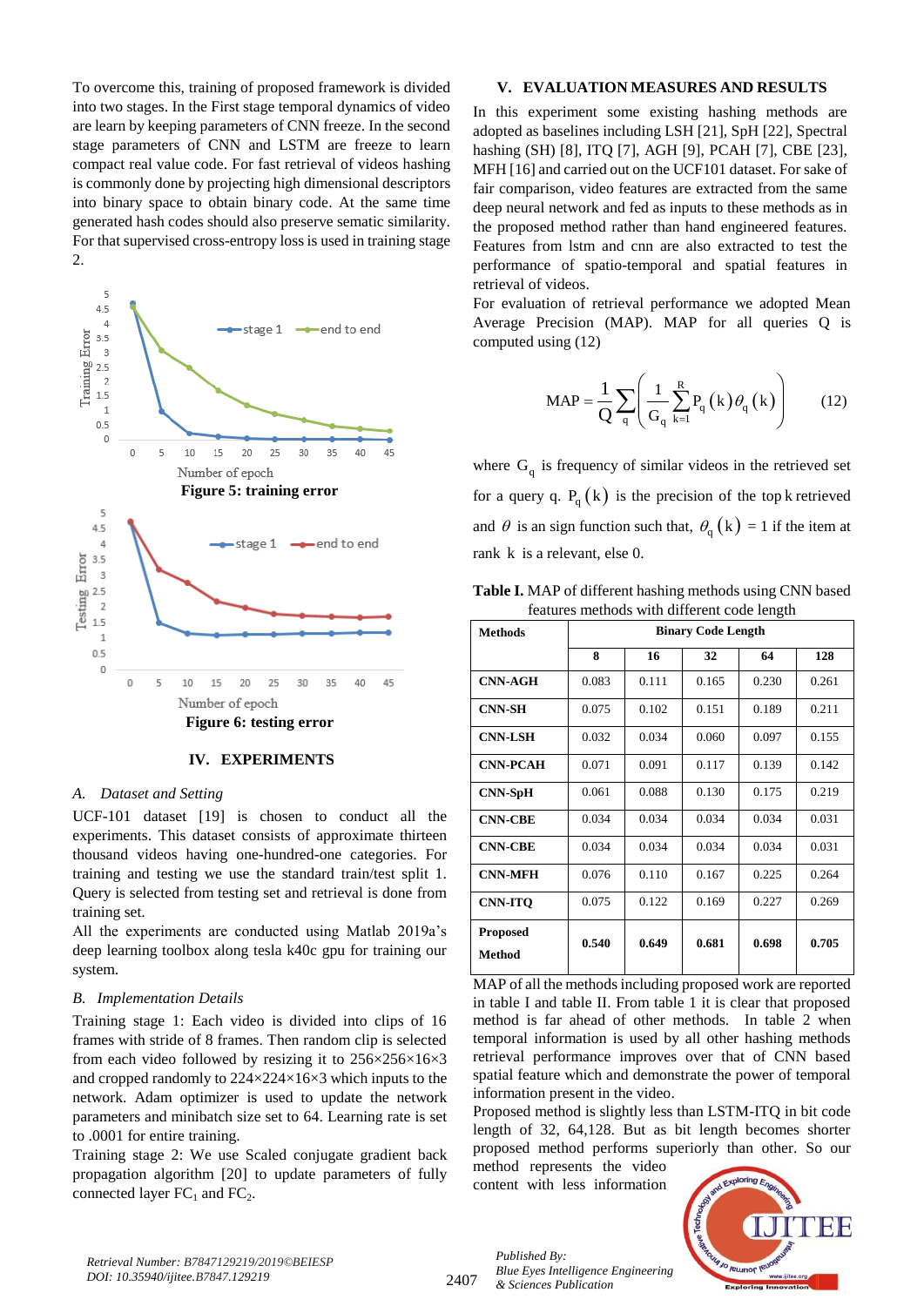To overcome this, training of proposed framework is divided into two stages. In the First stage temporal dynamics of video are learn by keeping parameters of CNN freeze. In the second stage parameters of CNN and LSTM are freeze to learn compact real value code. For fast retrieval of videos hashing is commonly done by projecting high dimensional descriptors into binary space to obtain binary code. At the same time generated hash codes should also preserve sematic similarity. For that supervised cross-entropy loss is used in training stage 2.

**Figure 5: training error**

**Figure 6: testing error**

## IV. EXPERIMENTS

### *A. Dataset and Setting*

UCF-101 dataset [19] is chosen to conduct all the experiments. This dataset consists of approximate thirteen thousand videos having one-hundred-one categories. For training and testing we use the standard train/test split 1. Query is selected from testing set and retrieval is done from training set.

All the experiments are conducted using Matlab 2019a's deep learning toolbox along tesla k40c gpu for training our system.

### *B. Implementation Details*

Training stage 1: Each video is divided into clips of 16 frames with stride of 8 frames. Then random clip is selected from each video followed by resizing it to 256×256×16×3 and cropped randomly to 224×224×16×3 which inputs to the network. Adam optimizer is used to update the network parameters and minibatch size set to 64. Learning rate is set to .0001 for entire training.

Training stage 2: We use Scaled conjugate gradient back propagation algorithm [20] to update parameters of fully connected layer $FC_1$ and $FC_2$.

## V. EVALUATION MEASURES AND RESULTS

In this experiment some existing hashing methods are adopted as baselines including LSH [21], SpH [22], Spectral hashing (SH) [8], ITQ [7], AGH [9], PCAH [7], CBE [23], MFH [16] and carried out on the UCF101 dataset. For sake of fair comparison, video features are extracted from the same deep neural network and fed as inputs to these methods as in the proposed method rather than hand engineered features. Features from lstm and cnn are also extracted to test the performance of spatio-temporal and spatial features in retrieval of videos.

For evaluation of retrieval performance we adopted Mean Average Precision (MAP). MAP for all queries Q is computed using (12)

$$\text{MAP} = \frac{1}{Q}\sum_{q}\left(\frac{1}{G_q}\sum_{k=1}^{R} P_q(k)\,\theta_q(k)\right) \qquad (12)$$

where $G_q$ is frequency of similar videos in the retrieved set for a query q. $P_q(k)$ is the precision of the top k retrieved and $\theta$ is an sign function such that, $\theta_q(k) = 1$ if the item at rank k is a relevant, else 0.

**Table I.** MAP of different hashing methods using CNN based features methods with different code length

| Methods | Binary Code Length | | | | |
|---|---|---|---|---|---|
| | 8 | 16 | 32 | 64 | 128 |
| **CNN-AGH** | 0.083 | 0.111 | 0.165 | 0.230 | 0.261 |
| **CNN-SH** | 0.075 | 0.102 | 0.151 | 0.189 | 0.211 |
| **CNN-LSH** | 0.032 | 0.034 | 0.060 | 0.097 | 0.155 |
| **CNN-PCAH** | 0.071 | 0.091 | 0.117 | 0.139 | 0.142 |
| **CNN-SpH** | 0.061 | 0.088 | 0.130 | 0.175 | 0.219 |
| **CNN-CBE** | 0.034 | 0.034 | 0.034 | 0.034 | 0.031 |
| **CNN-CBE** | 0.034 | 0.034 | 0.034 | 0.034 | 0.031 |
| **CNN-MFH** | 0.076 | 0.110 | 0.167 | 0.225 | 0.264 |
| **CNN-ITQ** | 0.075 | 0.122 | 0.169 | 0.227 | 0.269 |
| **Proposed Method** | **0.540** | **0.649** | **0.681** | **0.698** | **0.705** |

MAP of all the methods including proposed work are reported in table I and table II. From table 1 it is clear that proposed method is far ahead of other methods. In table 2 when temporal information is used by all other hashing methods retrieval performance improves over that of CNN based spatial feature which and demonstrate the power of temporal information present in the video.

Proposed method is slightly less than LSTM-ITQ in bit code length of 32, 64,128. But as bit length becomes shorter proposed method performs superiorly than other. So our method represents the video content with less information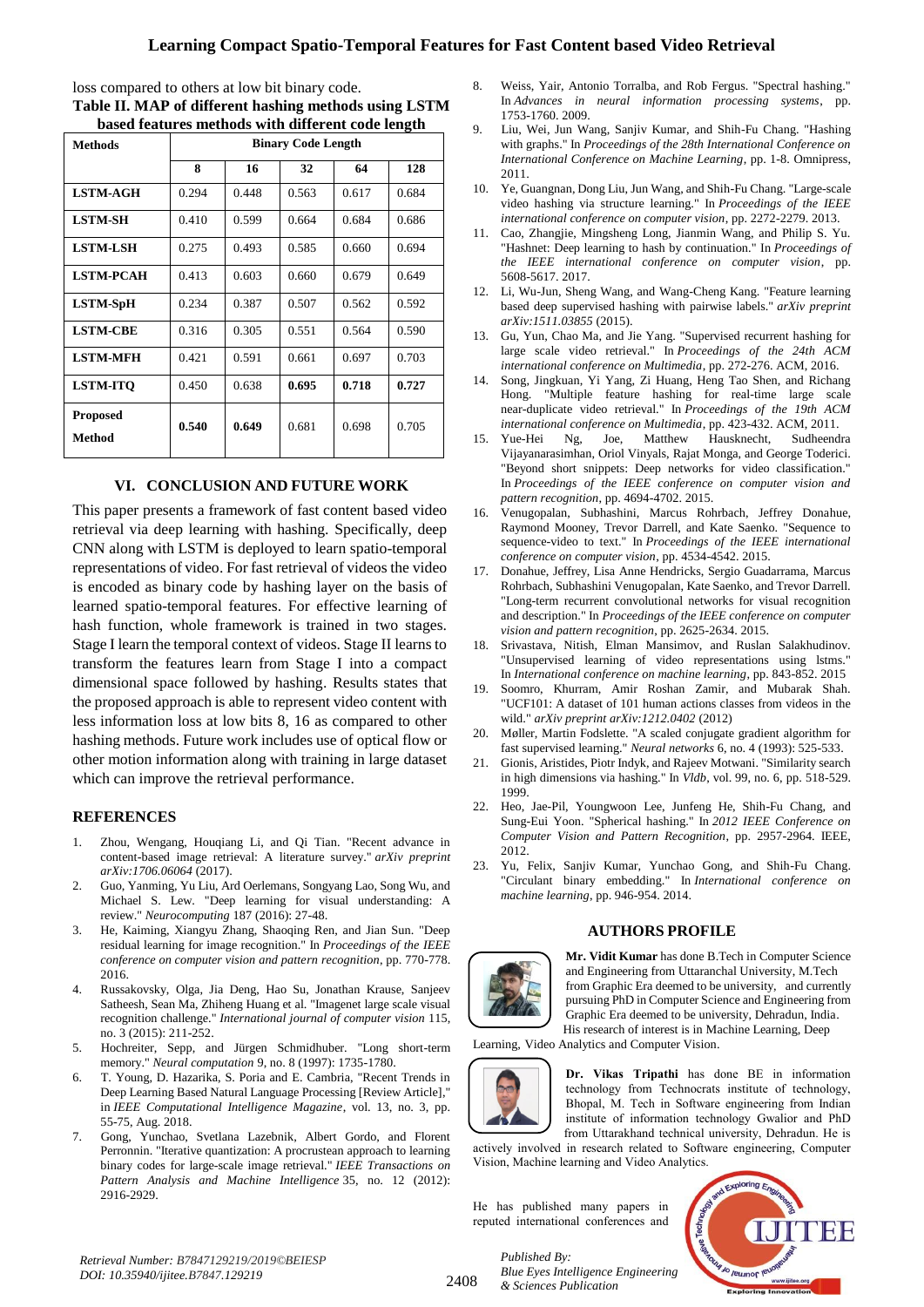loss compared to others at low bit binary code.

**Table II. MAP of different hashing methods using LSTM based features methods with different code length**

| Methods | Binary Code Length | | | | |
|---|---|---|---|---|---|
| | 8 | 16 | 32 | 64 | 128 |
| **LSTM-AGH** | 0.294 | 0.448 | 0.563 | 0.617 | 0.684 |
| **LSTM-SH** | 0.410 | 0.599 | 0.664 | 0.684 | 0.686 |
| **LSTM-LSH** | 0.275 | 0.493 | 0.585 | 0.660 | 0.694 |
| **LSTM-PCAH** | 0.413 | 0.603 | 0.660 | 0.679 | 0.649 |
| **LSTM-SpH** | 0.234 | 0.387 | 0.507 | 0.562 | 0.592 |
| **LSTM-CBE** | 0.316 | 0.305 | 0.551 | 0.564 | 0.590 |
| **LSTM-MFH** | 0.421 | 0.591 | 0.661 | 0.697 | 0.703 |
| **LSTM-ITQ** | 0.450 | 0.638 | **0.695** | **0.718** | **0.727** |
| **Proposed Method** | **0.540** | **0.649** | 0.681 | 0.698 | 0.705 |

## VI. CONCLUSION AND FUTURE WORK

This paper presents a framework of fast content based video retrieval via deep learning with hashing. Specifically, deep CNN along with LSTM is deployed to learn spatio-temporal representations of video. For fast retrieval of videos the video is encoded as binary code by hashing layer on the basis of learned spatio-temporal features. For effective learning of hash function, whole framework is trained in two stages. Stage I learn the temporal context of videos. Stage II learns to transform the features learn from Stage I into a compact dimensional space followed by hashing. Results states that the proposed approach is able to represent video content with less information loss at low bits 8, 16 as compared to other hashing methods. Future work includes use of optical flow or other motion information along with training in large dataset which can improve the retrieval performance.

## REFERENCES

1. Zhou, Wengang, Houqiang Li, and Qi Tian. "Recent advance in content-based image retrieval: A literature survey." *arXiv preprint arXiv:1706.06064* (2017).
2. Guo, Yanming, Yu Liu, Ard Oerlemans, Songyang Lao, Song Wu, and Michael S. Lew. "Deep learning for visual understanding: A review." *Neurocomputing* 187 (2016): 27-48.
3. He, Kaiming, Xiangyu Zhang, Shaoqing Ren, and Jian Sun. "Deep residual learning for image recognition." In *Proceedings of the IEEE conference on computer vision and pattern recognition*, pp. 770-778. 2016.
4. Russakovsky, Olga, Jia Deng, Hao Su, Jonathan Krause, Sanjeev Satheesh, Sean Ma, Zhiheng Huang et al. "Imagenet large scale visual recognition challenge." *International journal of computer vision* 115, no. 3 (2015): 211-252.
5. Hochreiter, Sepp, and Jürgen Schmidhuber. "Long short-term memory." *Neural computation* 9, no. 8 (1997): 1735-1780.
6. T. Young, D. Hazarika, S. Poria and E. Cambria, "Recent Trends in Deep Learning Based Natural Language Processing [Review Article]," in *IEEE Computational Intelligence Magazine*, vol. 13, no. 3, pp. 55-75, Aug. 2018.
7. Gong, Yunchao, Svetlana Lazebnik, Albert Gordo, and Florent Perronnin. "Iterative quantization: A procrustean approach to learning binary codes for large-scale image retrieval." *IEEE Transactions on Pattern Analysis and Machine Intelligence* 35, no. 12 (2012): 2916-2929.
8. Weiss, Yair, Antonio Torralba, and Rob Fergus. "Spectral hashing." In *Advances in neural information processing systems*, pp. 1753-1760. 2009.
9. Liu, Wei, Jun Wang, Sanjiv Kumar, and Shih-Fu Chang. "Hashing with graphs." In *Proceedings of the 28th International Conference on International Conference on Machine Learning*, pp. 1-8. Omnipress, 2011.
10. Ye, Guangnan, Dong Liu, Jun Wang, and Shih-Fu Chang. "Large-scale video hashing via structure learning." In *Proceedings of the IEEE international conference on computer vision*, pp. 2272-2279. 2013.
11. Cao, Zhangjie, Mingsheng Long, Jianmin Wang, and Philip S. Yu. "Hashnet: Deep learning to hash by continuation." In *Proceedings of the IEEE international conference on computer vision*, pp. 5608-5617. 2017.
12. Li, Wu-Jun, Sheng Wang, and Wang-Cheng Kang. "Feature learning based deep supervised hashing with pairwise labels." *arXiv preprint arXiv:1511.03855* (2015).
13. Gu, Yun, Chao Ma, and Jie Yang. "Supervised recurrent hashing for large scale video retrieval." In *Proceedings of the 24th ACM international conference on Multimedia*, pp. 272-276. ACM, 2016.
14. Song, Jingkuan, Yi Yang, Zi Huang, Heng Tao Shen, and Richang Hong. "Multiple feature hashing for real-time large scale near-duplicate video retrieval." In *Proceedings of the 19th ACM international conference on Multimedia*, pp. 423-432. ACM, 2011.
15. Yue-Hei Ng, Joe, Matthew Hausknecht, Sudheendra Vijayanarasimhan, Oriol Vinyals, Rajat Monga, and George Toderici. "Beyond short snippets: Deep networks for video classification." In *Proceedings of the IEEE conference on computer vision and pattern recognition*, pp. 4694-4702. 2015.
16. Venugopalan, Subhashini, Marcus Rohrbach, Jeffrey Donahue, Raymond Mooney, Trevor Darrell, and Kate Saenko. "Sequence to sequence-video to text." In *Proceedings of the IEEE international conference on computer vision*, pp. 4534-4542. 2015.
17. Donahue, Jeffrey, Lisa Anne Hendricks, Sergio Guadarrama, Marcus Rohrbach, Subhashini Venugopalan, Kate Saenko, and Trevor Darrell. "Long-term recurrent convolutional networks for visual recognition and description." In *Proceedings of the IEEE conference on computer vision and pattern recognition*, pp. 2625-2634. 2015.
18. Srivastava, Nitish, Elman Mansimov, and Ruslan Salakhudinov. "Unsupervised learning of video representations using lstms." In *International conference on machine learning*, pp. 843-852. 2015
19. Soomro, Khurram, Amir Roshan Zamir, and Mubarak Shah. "UCF101: A dataset of 101 human actions classes from videos in the wild." *arXiv preprint arXiv:1212.0402* (2012)
20. Møller, Martin Fodslette. "A scaled conjugate gradient algorithm for fast supervised learning." *Neural networks* 6, no. 4 (1993): 525-533.
21. Gionis, Aristides, Piotr Indyk, and Rajeev Motwani. "Similarity search in high dimensions via hashing." In *Vldb*, vol. 99, no. 6, pp. 518-529. 1999.
22. Heo, Jae-Pil, Youngwoon Lee, Junfeng He, Shih-Fu Chang, and Sung-Eui Yoon. "Spherical hashing." In *2012 IEEE Conference on Computer Vision and Pattern Recognition*, pp. 2957-2964. IEEE, 2012.
23. Yu, Felix, Sanjiv Kumar, Yunchao Gong, and Shih-Fu Chang. "Circulant binary embedding." In *International conference on machine learning*, pp. 946-954. 2014.

## AUTHORS PROFILE

**Mr. Vidit Kumar** has done B.Tech in Computer Science and Engineering from Uttaranchal University, M.Tech from Graphic Era deemed to be university, and currently pursuing PhD in Computer Science and Engineering from Graphic Era deemed to be university, Dehradun, India. His research of interest is in Machine Learning, Deep Learning, Video Analytics and Computer Vision.

**Dr. Vikas Tripathi** has done BE in information technology from Technocrats institute of technology, Bhopal, M. Tech in Software engineering from Indian institute of information technology Gwalior and PhD from Uttarakhand technical university, Dehradun. He is actively involved in research related to Software engineering, Computer Vision, Machine learning and Video Analytics.

He has published many papers in reputed international conferences and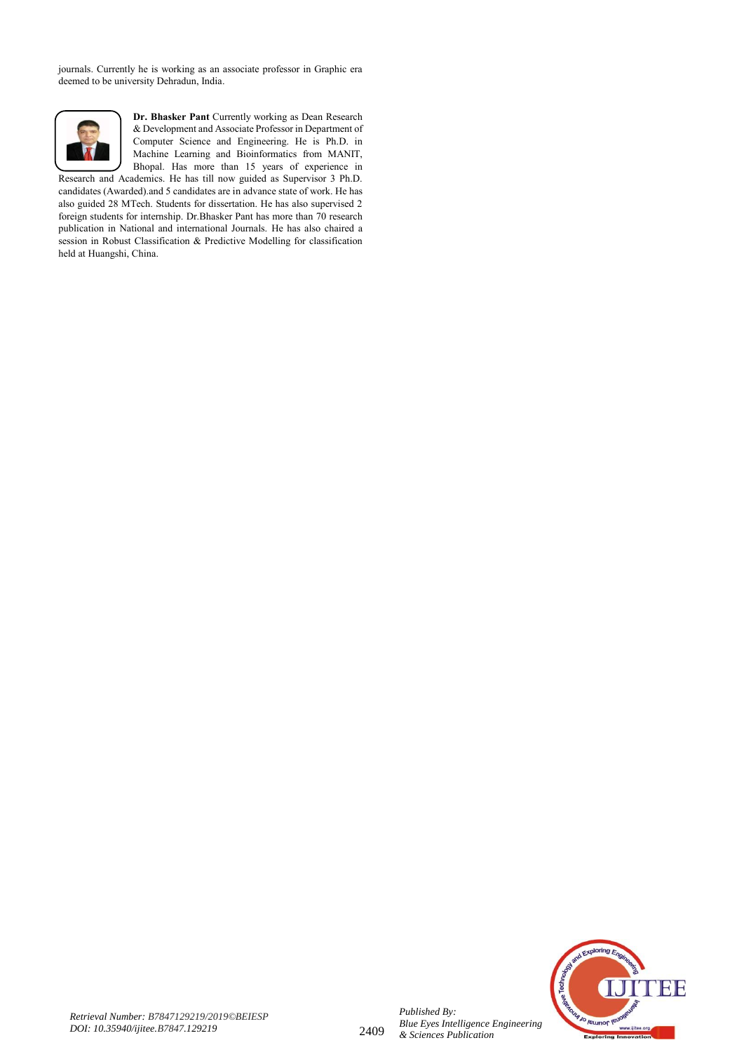journals. Currently he is working as an associate professor in Graphic era deemed to be university Dehradun, India.

**Dr. Bhasker Pant** Currently working as Dean Research & Development and Associate Professor in Department of Computer Science and Engineering. He is Ph.D. in Machine Learning and Bioinformatics from MANIT, Bhopal. Has more than 15 years of experience in Research and Academics. He has till now guided as Supervisor 3 Ph.D. candidates (Awarded).and 5 candidates are in advance state of work. He has also guided 28 MTech. Students for dissertation. He has also supervised 2 foreign students for internship. Dr.Bhasker Pant has more than 70 research publication in National and international Journals. He has also chaired a session in Robust Classification & Predictive Modelling for classification held at Huangshi, China.